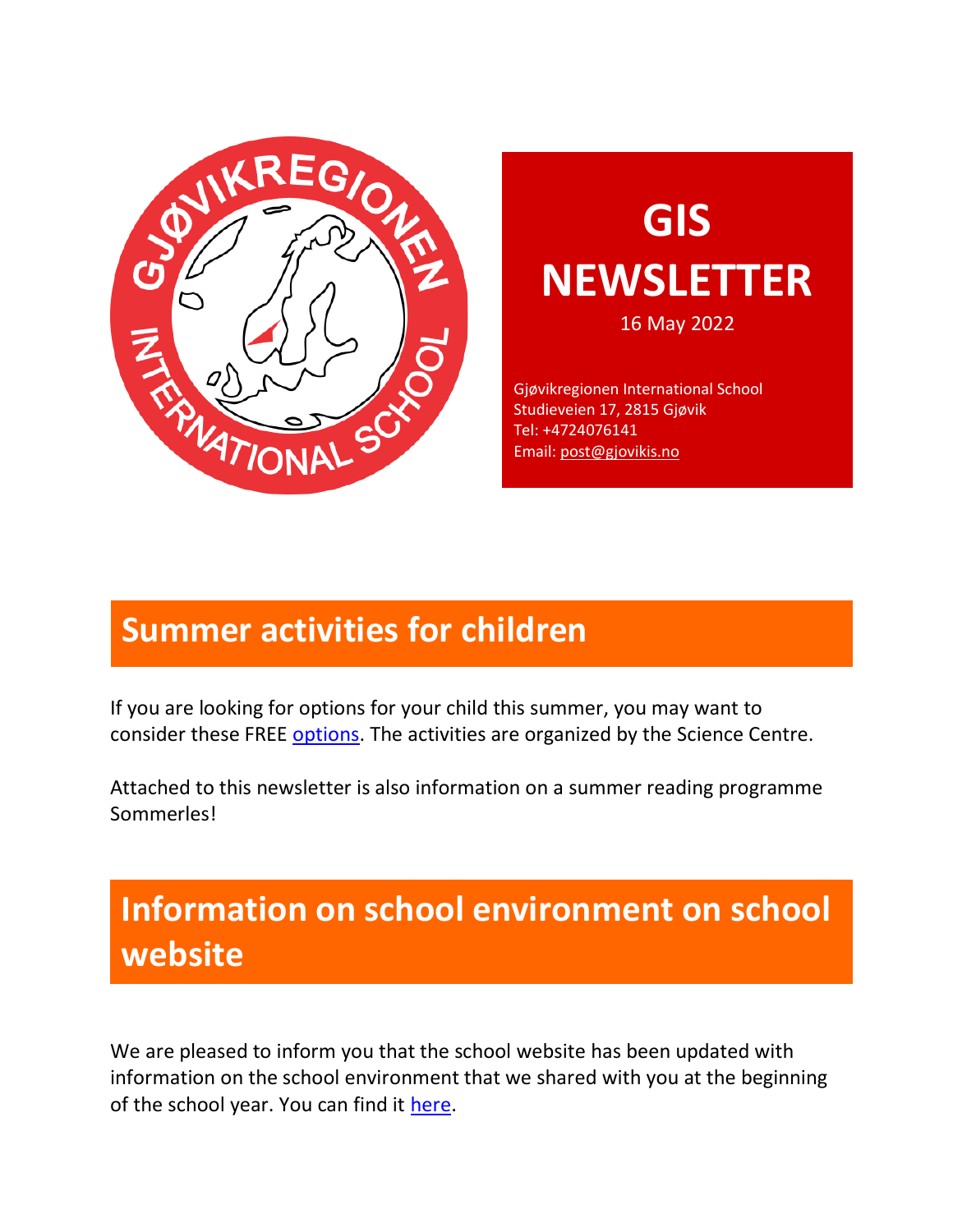# GIS NEWSLETTER

16 May 2022

Gjøvikregionen International School
Studieveien 17, 2815 Gjøvik
Tel: +4724076141
Email: post@gjovikis.no

## Summer activities for children

If you are looking for options for your child this summer, you may want to consider these FREE options. The activities are organized by the Science Centre.

Attached to this newsletter is also information on a summer reading programme Sommerles!

## Information on school environment on school website

We are pleased to inform you that the school website has been updated with information on the school environment that we shared with you at the beginning of the school year. You can find it here.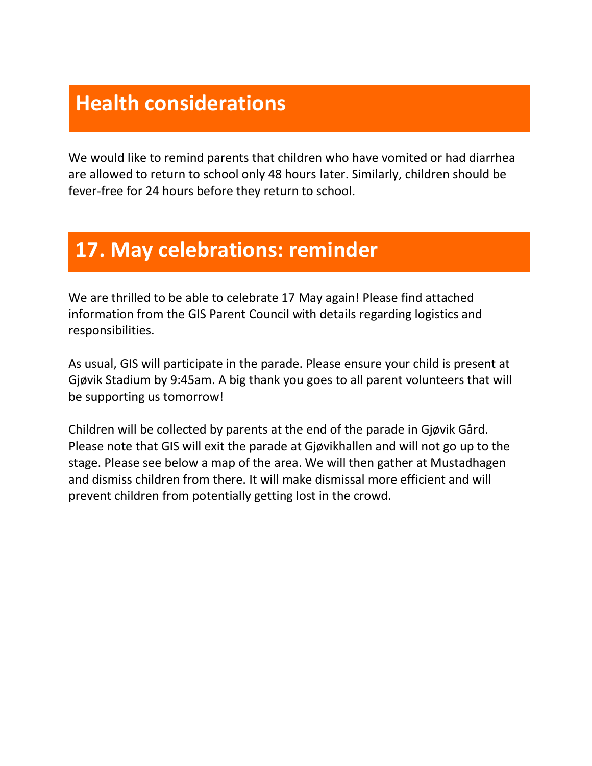## Health considerations

We would like to remind parents that children who have vomited or had diarrhea are allowed to return to school only 48 hours later. Similarly, children should be fever-free for 24 hours before they return to school.

## 17. May celebrations: reminder

We are thrilled to be able to celebrate 17 May again! Please find attached information from the GIS Parent Council with details regarding logistics and responsibilities.

As usual, GIS will participate in the parade. Please ensure your child is present at Gjøvik Stadium by 9:45am. A big thank you goes to all parent volunteers that will be supporting us tomorrow!

Children will be collected by parents at the end of the parade in Gjøvik Gård. Please note that GIS will exit the parade at Gjøvikhallen and will not go up to the stage. Please see below a map of the area. We will then gather at Mustadhagen and dismiss children from there. It will make dismissal more efficient and will prevent children from potentially getting lost in the crowd.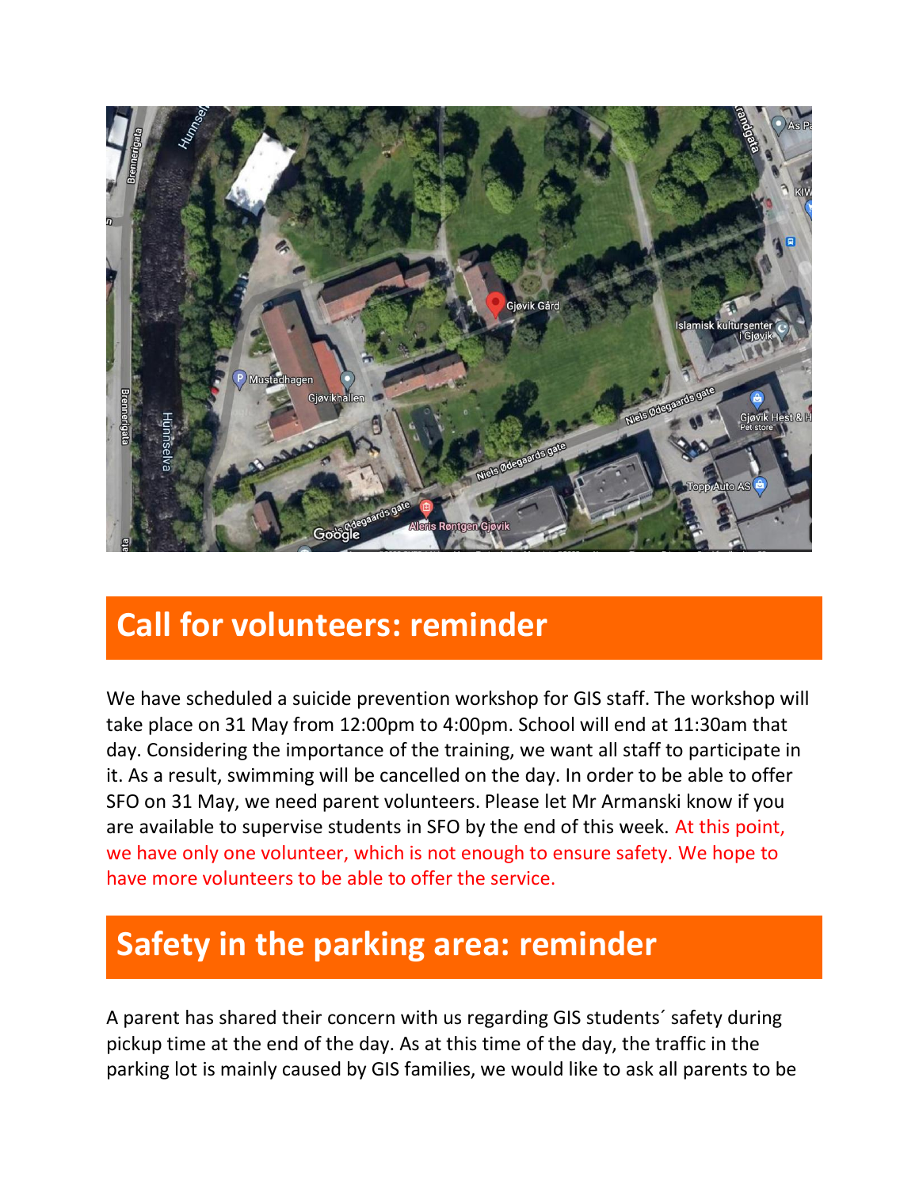## Call for volunteers: reminder

We have scheduled a suicide prevention workshop for GIS staff. The workshop will take place on 31 May from 12:00pm to 4:00pm. School will end at 11:30am that day. Considering the importance of the training, we want all staff to participate in it. As a result, swimming will be cancelled on the day. In order to be able to offer SFO on 31 May, we need parent volunteers. Please let Mr Armanski know if you are available to supervise students in SFO by the end of this week. At this point, we have only one volunteer, which is not enough to ensure safety. We hope to have more volunteers to be able to offer the service.

## Safety in the parking area: reminder

A parent has shared their concern with us regarding GIS students´ safety during pickup time at the end of the day. As at this time of the day, the traffic in the parking lot is mainly caused by GIS families, we would like to ask all parents to be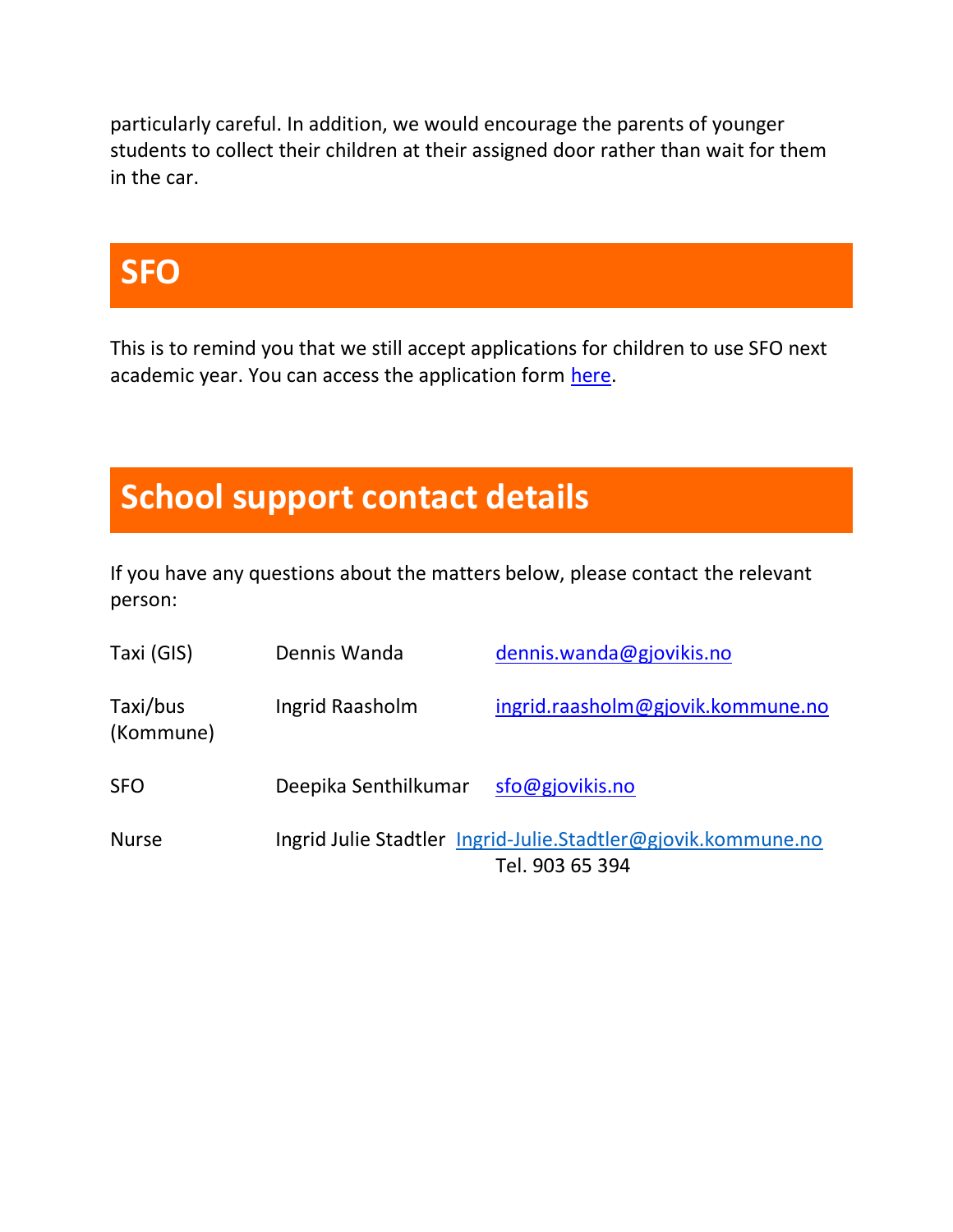particularly careful. In addition, we would encourage the parents of younger students to collect their children at their assigned door rather than wait for them in the car.

## SFO

This is to remind you that we still accept applications for children to use SFO next academic year. You can access the application form [here].

## School support contact details

If you have any questions about the matters below, please contact the relevant person:

| | | |
|---|---|---|
| Taxi (GIS) | Dennis Wanda | dennis.wanda@gjovikis.no |
| Taxi/bus (Kommune) | Ingrid Raasholm | ingrid.raasholm@gjovik.kommune.no |
| SFO | Deepika Senthilkumar | sfo@gjovikis.no |
| Nurse | Ingrid Julie Stadtler | Ingrid-Julie.Stadtler@gjovik.kommune.no<br>Tel. 903 65 394 |